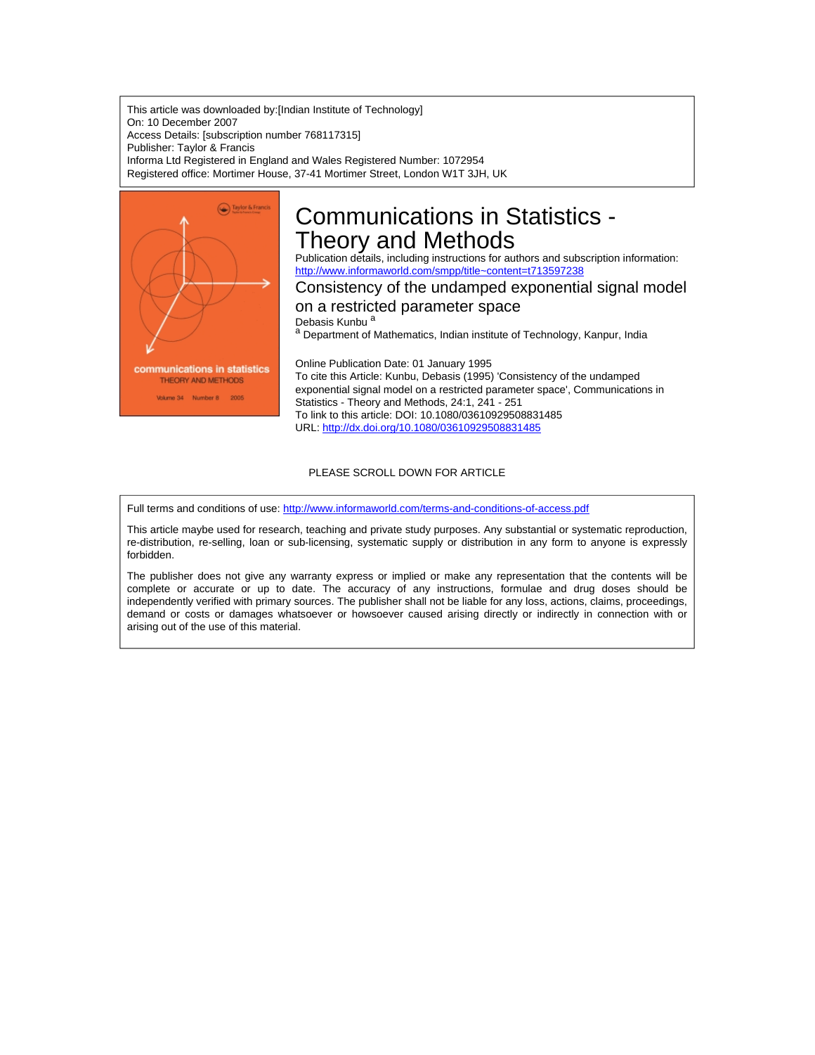This article was downloaded by:[Indian Institute of Technology]
On: 10 December 2007
Access Details: [subscription number 768117315]
Publisher: Taylor & Francis
Informa Ltd Registered in England and Wales Registered Number: 1072954
Registered office: Mortimer House, 37-41 Mortimer Street, London W1T 3JH, UK

# Communications in Statistics - Theory and Methods

Publication details, including instructions for authors and subscription information:
http://www.informaworld.com/smpp/title~content=t713597238

## Consistency of the undamped exponential signal model on a restricted parameter space

Debasis Kunbu [a]

[a] Department of Mathematics, Indian institute of Technology, Kanpur, India

Online Publication Date: 01 January 1995

To cite this Article: Kunbu, Debasis (1995) 'Consistency of the undamped exponential signal model on a restricted parameter space', Communications in Statistics - Theory and Methods, 24:1, 241 - 251

To link to this article: DOI: 10.1080/03610929508831485

URL: http://dx.doi.org/10.1080/03610929508831485

PLEASE SCROLL DOWN FOR ARTICLE

Full terms and conditions of use: http://www.informaworld.com/terms-and-conditions-of-access.pdf

This article maybe used for research, teaching and private study purposes. Any substantial or systematic reproduction, re-distribution, re-selling, loan or sub-licensing, systematic supply or distribution in any form to anyone is expressly forbidden.

The publisher does not give any warranty express or implied or make any representation that the contents will be complete or accurate or up to date. The accuracy of any instructions, formulae and drug doses should be independently verified with primary sources. The publisher shall not be liable for any loss, actions, claims, proceedings, demand or costs or damages whatsoever or howsoever caused arising directly or indirectly in connection with or arising out of the use of this material.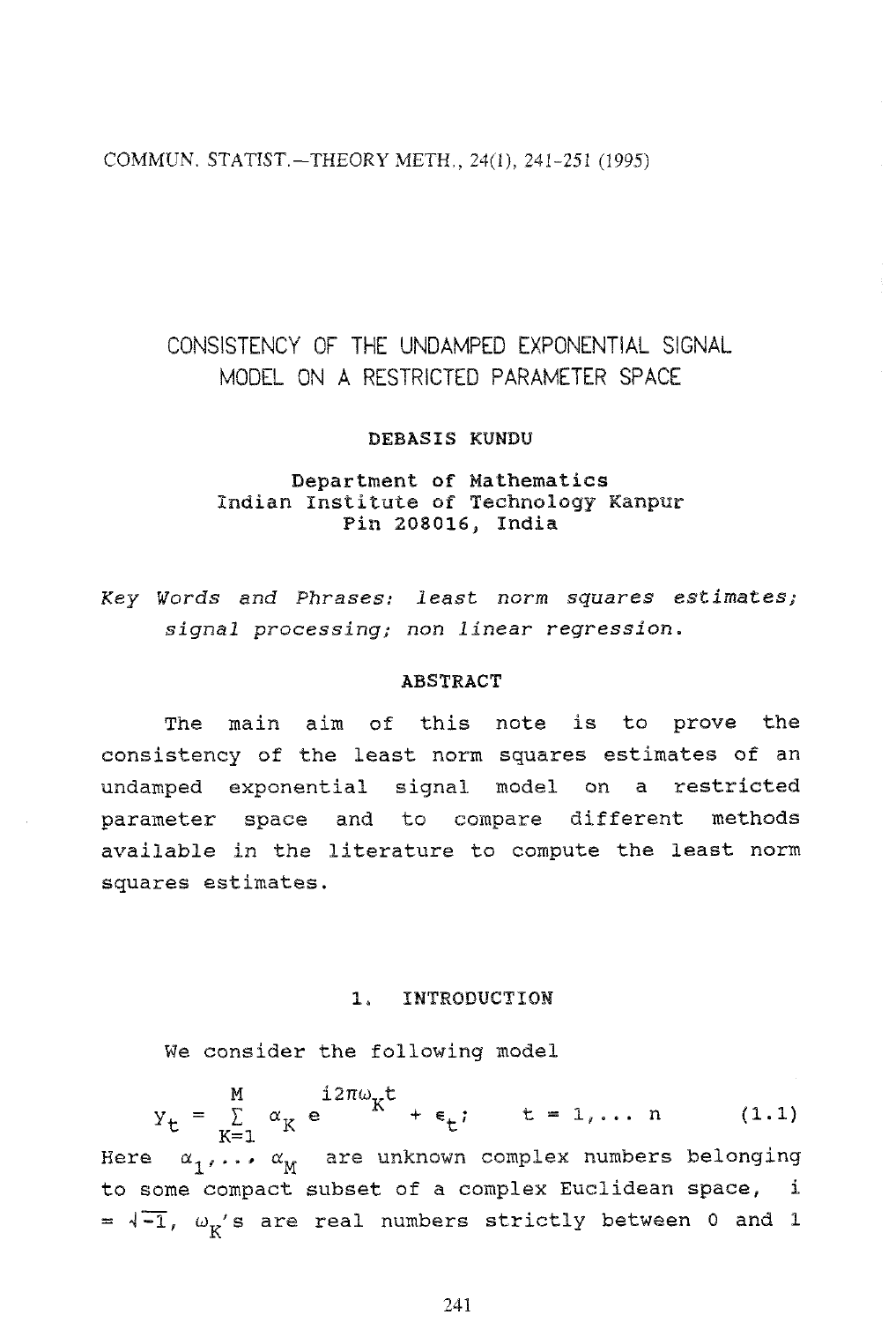# CONSISTENCY OF THE UNDAMPED EXPONENTIAL SIGNAL MODEL ON A RESTRICTED PARAMETER SPACE

**DEBASIS KUNDU**

Department of Mathematics
Indian Institute of Technology Kanpur
Pin 208016, India

*Key Words and Phrases: least norm squares estimates; signal processing; non linear regression.*

## ABSTRACT

The main aim of this note is to prove the consistency of the least norm squares estimates of an undamped exponential signal model on a restricted parameter space and to compare different methods available in the literature to compute the least norm squares estimates.

## 1. INTRODUCTION

We consider the following model

$$y_t = \sum_{K=1}^{M} \alpha_K e^{i2\pi\omega_K t} + \epsilon_t; \qquad t = 1,\ldots n \tag{1.1}$$

Here $\alpha_1, \ldots \alpha_M$ are unknown complex numbers belonging to some compact subset of a complex Euclidean space, $i = \sqrt{-1}$, $\omega_K$'s are real numbers strictly between 0 and 1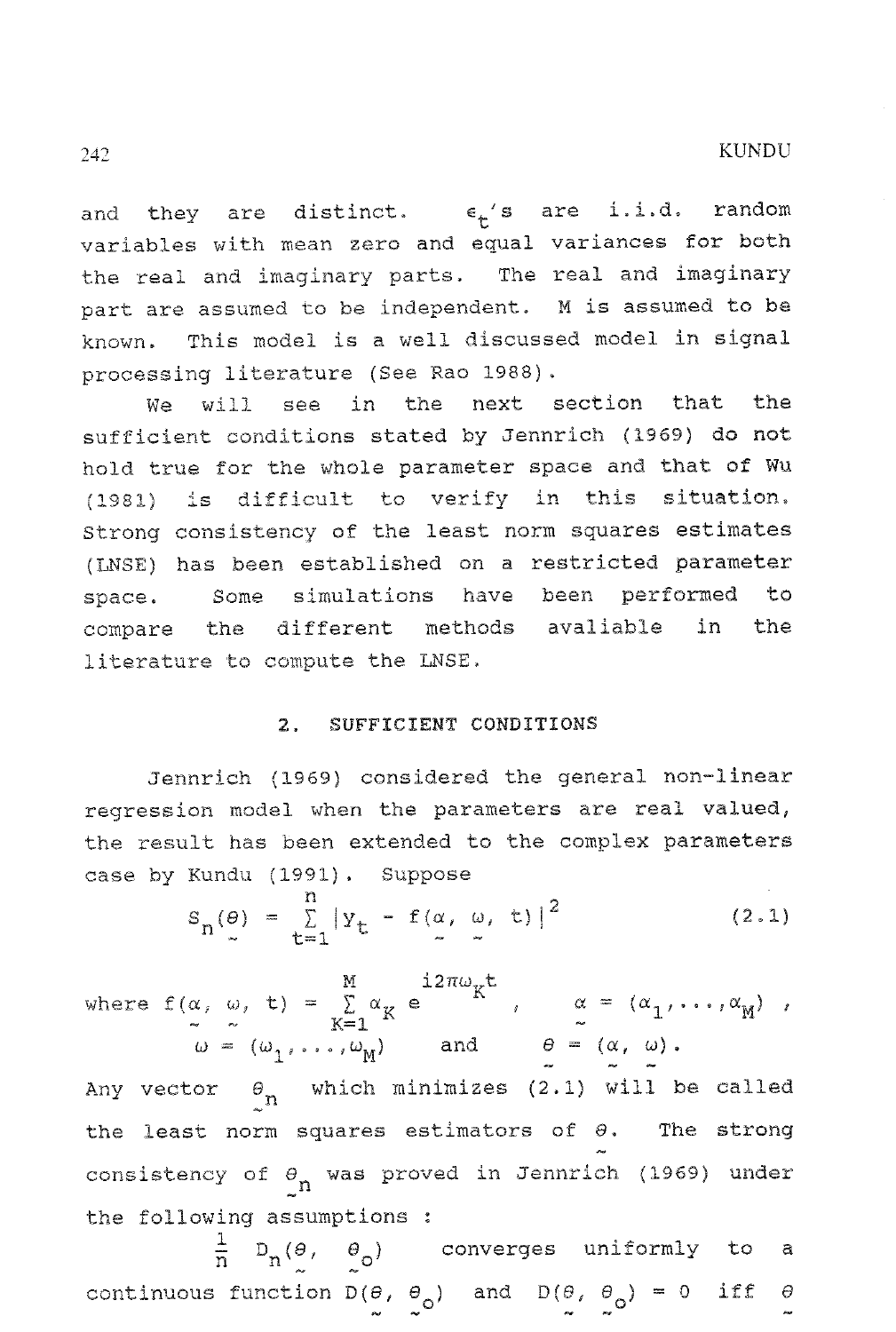and they are distinct. $\epsilon_t$'s are i.i.d. random variables with mean zero and equal variances for both the real and imaginary parts. The real and imaginary part are assumed to be independent. M is assumed to be known. This model is a well discussed model in signal processing literature (See Rao 1988).

We will see in the next section that the sufficient conditions stated by Jennrich (1969) do not hold true for the whole parameter space and that of Wu (1981) is difficult to verify in this situation. Strong consistency of the least norm squares estimates (LNSE) has been established on a restricted parameter space. Some simulations have been performed to compare the different methods avaliable in the literature to compute the LNSE.

## 2. SUFFICIENT CONDITIONS

Jennrich (1969) considered the general non-linear regression model when the parameters are real valued, the result has been extended to the complex parameters case by Kundu (1991). Suppose

$$S_n(\underset{\sim}{\theta}) = \sum_{t=1}^{n} |y_t - f(\underset{\sim}{\alpha}, \underset{\sim}{\omega}, t)|^2 \tag{2.1}$$

where $f(\underset{\sim}{\alpha}, \underset{\sim}{\omega}, t) = \sum_{K=1}^{M} \alpha_K e^{i2\pi\omega_K t}$, $\quad \underset{\sim}{\alpha} = (\alpha_1, \ldots, \alpha_M)$, $\underset{\sim}{\omega} = (\omega_1, \ldots, \omega_M)$ and $\underset{\sim}{\theta} = (\underset{\sim}{\alpha}, \underset{\sim}{\omega})$.

Any vector $\underset{\sim}{\theta}_n$ which minimizes (2.1) will be called the least norm squares estimators of $\underset{\sim}{\theta}$. The strong consistency of $\underset{\sim}{\theta}_n$ was proved in Jennrich (1969) under the following assumptions :

$\frac{1}{n} D_n(\underset{\sim}{\theta}, \underset{\sim}{\theta}_o)$ converges uniformly to a continuous function $D(\underset{\sim}{\theta}, \underset{\sim}{\theta}_o)$ and $D(\underset{\sim}{\theta}, \underset{\sim}{\theta}_o) = 0$ iff $\underset{\sim}{\theta}$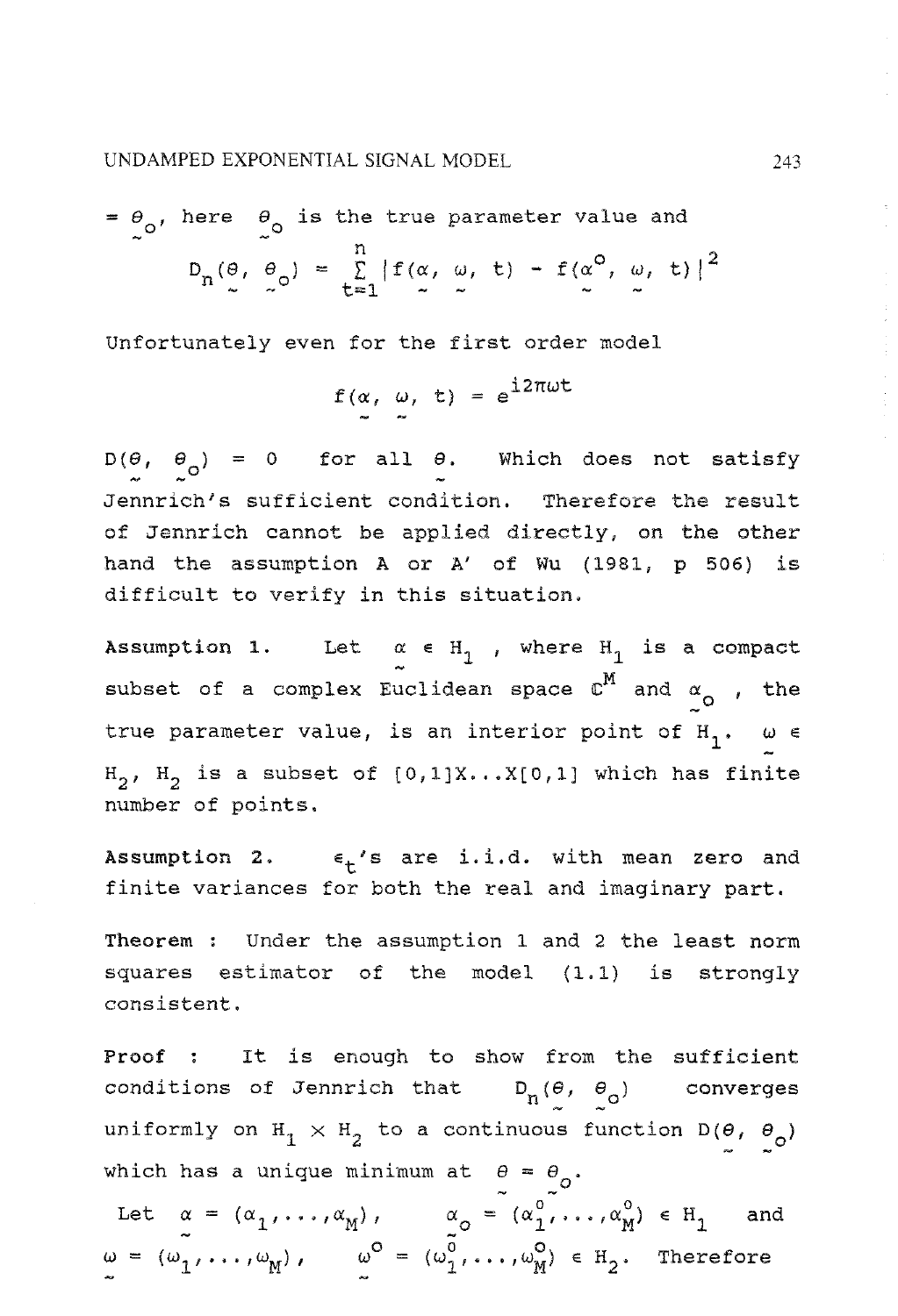$= \underset{\sim}{\theta}_o$, here $\underset{\sim}{\theta}_o$ is the true parameter value and

$$D_n(\underset{\sim}{\theta}, \underset{\sim}{\theta}_o) = \sum_{t=1}^{n} |f(\underset{\sim}{\alpha}, \underset{\sim}{\omega}, t) - f(\underset{\sim}{\alpha}^o, \underset{\sim}{\omega}, t)|^2$$

Unfortunately even for the first order model

$$f(\underset{\sim}{\alpha}, \underset{\sim}{\omega}, t) = e^{i2\pi\omega t}$$

$D(\underset{\sim}{\theta}, \underset{\sim}{\theta}_o) = 0$ for all $\underset{\sim}{\theta}$. Which does not satisfy Jennrich's sufficient condition. Therefore the result of Jennrich cannot be applied directly, on the other hand the assumption A or A' of Wu (1981, p 506) is difficult to verify in this situation.

**Assumption 1.** Let $\underset{\sim}{\alpha} \in H_1$, where $H_1$ is a compact subset of a complex Euclidean space $\mathbb{C}^M$ and $\underset{\sim}{\alpha}_o$, the true parameter value, is an interior point of $H_1$. $\underset{\sim}{\omega} \in H_2$, $H_2$ is a subset of $[0,1]X...X[0,1]$ which has finite number of points.

**Assumption 2.** $\epsilon_t$'s are i.i.d. with mean zero and finite variances for both the real and imaginary part.

**Theorem :** Under the assumption 1 and 2 the least norm squares estimator of the model (1.1) is strongly consistent.

**Proof :** It is enough to show from the sufficient conditions of Jennrich that $D_n(\underset{\sim}{\theta}, \underset{\sim}{\theta}_o)$ converges uniformly on $H_1 \times H_2$ to a continuous function $D(\underset{\sim}{\theta}, \underset{\sim}{\theta}_o)$ which has a unique minimum at $\underset{\sim}{\theta} = \underset{\sim}{\theta}_o$.

Let $\underset{\sim}{\alpha} = (\alpha_1, \ldots, \alpha_M)$, $\underset{\sim}{\alpha}_o = (\alpha_1^o, \ldots, \alpha_M^o) \in H_1$ and $\underset{\sim}{\omega} = (\omega_1, \ldots, \omega_M)$, $\underset{\sim}{\omega}^o = (\omega_1^o, \ldots, \omega_M^o) \in H_2$. Therefore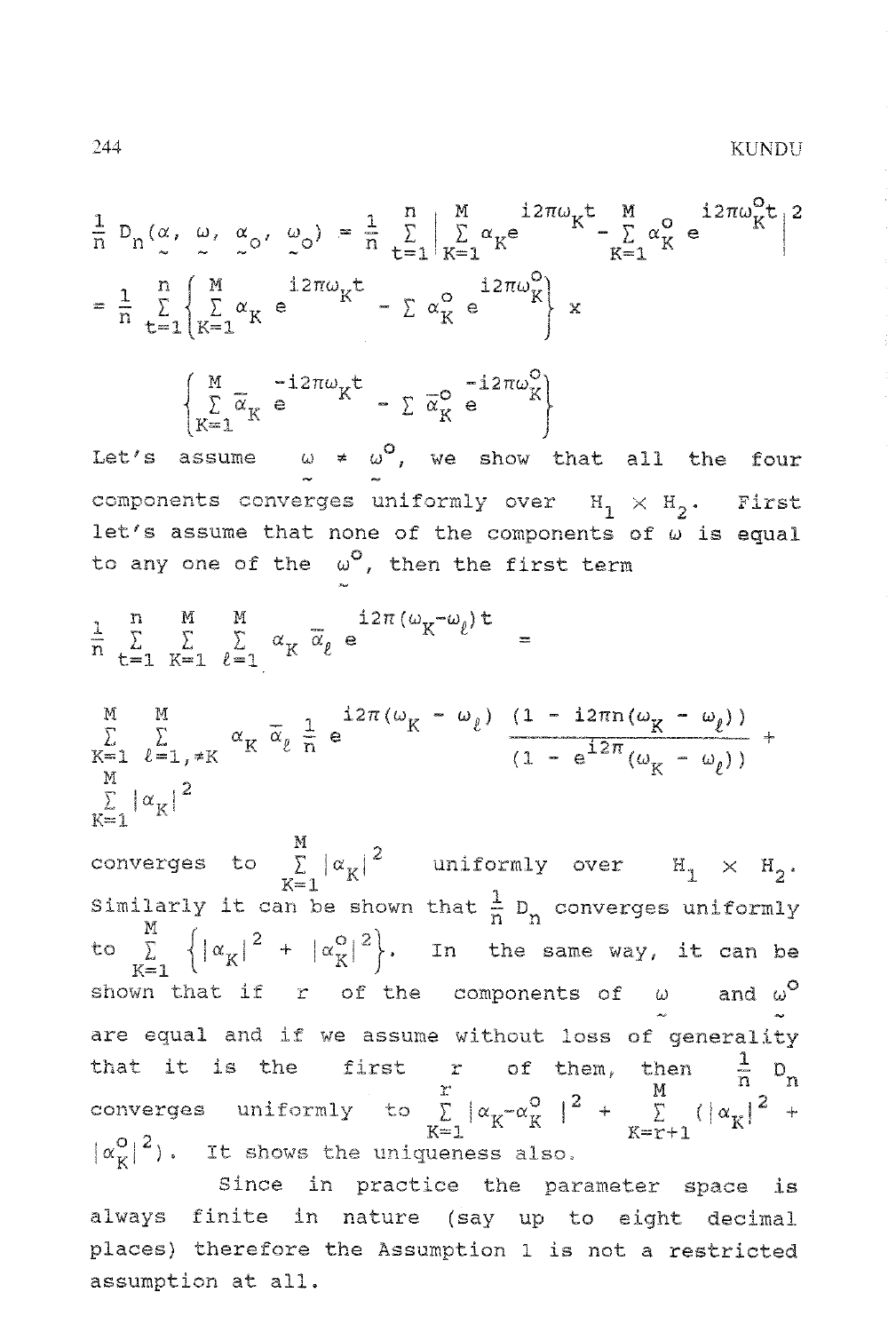$$\frac{1}{n} D_n(\underset{\sim}{\alpha}, \underset{\sim}{\omega}, \underset{\sim}{\alpha}_o, \underset{\sim}{\omega}_o) = \frac{1}{n} \sum_{t=1}^{n} \left| \sum_{K=1}^{M} \alpha_K e^{i2\pi\omega_K t} - \sum_{K=1}^{M} \alpha_K^o e^{i2\pi\omega_K^o t} \right|^2$$

$$= \frac{1}{n} \sum_{t=1}^{n} \left\{ \sum_{K=1}^{M} \alpha_K e^{i2\pi\omega_K t} - \sum \alpha_K^o e^{i2\pi\omega_K^o} \right\} \times$$

$$\left\{ \sum_{K=1}^{M} \bar{\alpha}_K e^{-i2\pi\omega_K t} - \sum \bar{\alpha}_K^o e^{-i2\pi\omega_K^o} \right\}$$

Let's assume $\underset{\sim}{\omega} \neq \underset{\sim}{\omega}^o$, we show that all the four components converges uniformly over $H_1 \times H_2$. First let's assume that none of the components of $\omega$ is equal to any one of the $\underset{\sim}{\omega}^o$, then the first term

$$\frac{1}{n} \sum_{t=1}^{n} \sum_{K=1}^{M} \sum_{\ell=1}^{M} \alpha_K \bar{\alpha}_\ell e^{i2\pi(\omega_K - \omega_\ell)t} =$$

$$\sum_{K=1}^{M} \sum_{\ell=1, \neq K}^{M} \alpha_K \bar{\alpha}_\ell \frac{1}{n} e^{i2\pi(\omega_K - \omega_\ell)} \frac{(1 - i2\pi n(\omega_K - \omega_\ell))}{(1 - e^{i2\pi}(\omega_K - \omega_\ell))} + \sum_{K=1}^{M} |\alpha_K|^2$$

converges to $\sum_{K=1}^{M} |\alpha_K|^2$ uniformly over $H_1 \times H_2$. Similarly it can be shown that $\frac{1}{n} D_n$ converges uniformly to $\sum_{K=1}^{M} \left\{ |\alpha_K|^2 + |\alpha_K^o|^2 \right\}$. In the same way, it can be shown that if $r$ of the components of $\underset{\sim}{\omega}$ and $\underset{\sim}{\omega}^o$ are equal and if we assume without loss of generality that it is the first $r$ of them, then $\frac{1}{n} D_n$ converges uniformly to $\sum_{K=1}^{r} |\alpha_K - \alpha_K^o|^2 + \sum_{K=r+1}^{M} (|\alpha_K|^2 + |\alpha_K^o|^2)$. It shows the uniqueness also.

Since in practice the parameter space is always finite in nature (say up to eight decimal places) therefore the Assumption 1 is not a restricted assumption at all.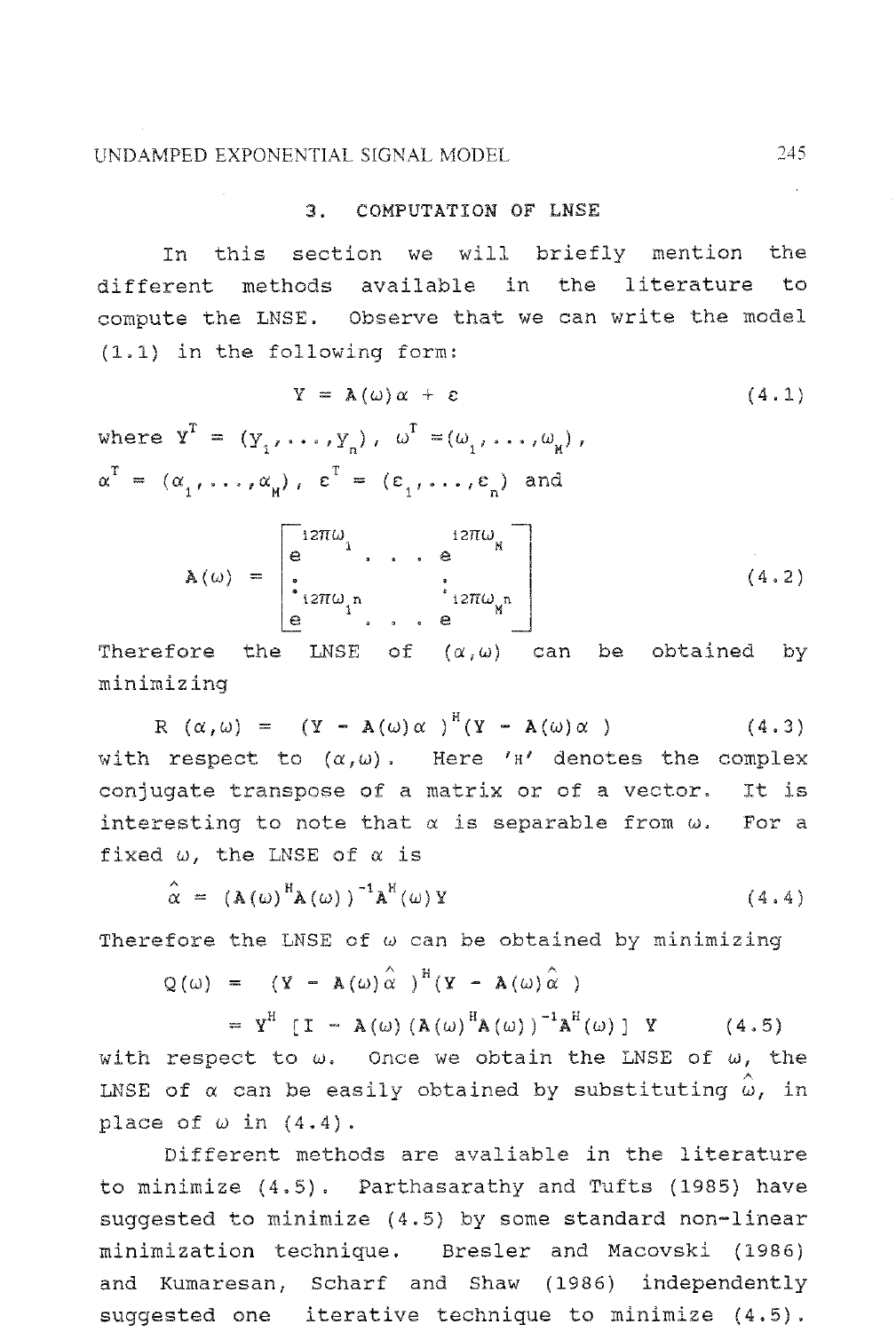## 3. COMPUTATION OF LNSE

In this section we will briefly mention the different methods available in the literature to compute the LNSE. Observe that we can write the model (1.1) in the following form:

$$Y = A(\omega)\alpha + \varepsilon \tag{4.1}$$

where $Y^T = (y_1, \ldots, y_n)$, $\omega^T = (\omega_1, \ldots, \omega_M)$, $\alpha^T = (\alpha_1, \ldots, \alpha_M)$, $\varepsilon^T = (\varepsilon_1, \ldots, \varepsilon_n)$ and

$$A(\omega) = \begin{bmatrix} e^{i2\pi\omega_1} & \cdots & e^{i2\pi\omega_M} \\ \vdots & & \vdots \\ e^{i2\pi\omega_1 n} & \cdots & e^{i2\pi\omega_M n} \end{bmatrix} \tag{4.2}$$

Therefore the LNSE of $(\alpha, \omega)$ can be obtained by minimizing

$$R(\alpha, \omega) = (Y - A(\omega)\alpha)^H (Y - A(\omega)\alpha) \tag{4.3}$$

with respect to $(\alpha, \omega)$. Here '$H$' denotes the complex conjugate transpose of a matrix or of a vector. It is interesting to note that $\alpha$ is separable from $\omega$. For a fixed $\omega$, the LNSE of $\alpha$ is

$$\hat{\alpha} = (A(\omega)^H A(\omega))^{-1} A^H(\omega) Y \tag{4.4}$$

Therefore the LNSE of $\omega$ can be obtained by minimizing

$$\begin{aligned} Q(\omega) &= (Y - A(\omega)\hat{\alpha})^H (Y - A(\omega)\hat{\alpha}) \\ &= Y^H [I - A(\omega)(A(\omega)^H A(\omega))^{-1} A^H(\omega)] \, Y \end{aligned} \tag{4.5}$$

with respect to $\omega$. Once we obtain the LNSE of $\omega$, the LNSE of $\alpha$ can be easily obtained by substituting $\hat{\omega}$, in place of $\omega$ in (4.4).

Different methods are avaliable in the literature to minimize (4.5). Parthasarathy and Tufts (1985) have suggested to minimize (4.5) by some standard non-linear minimization technique. Bresler and Macovski (1986) and Kumaresan, Scharf and Shaw (1986) independently suggested one iterative technique to minimize (4.5).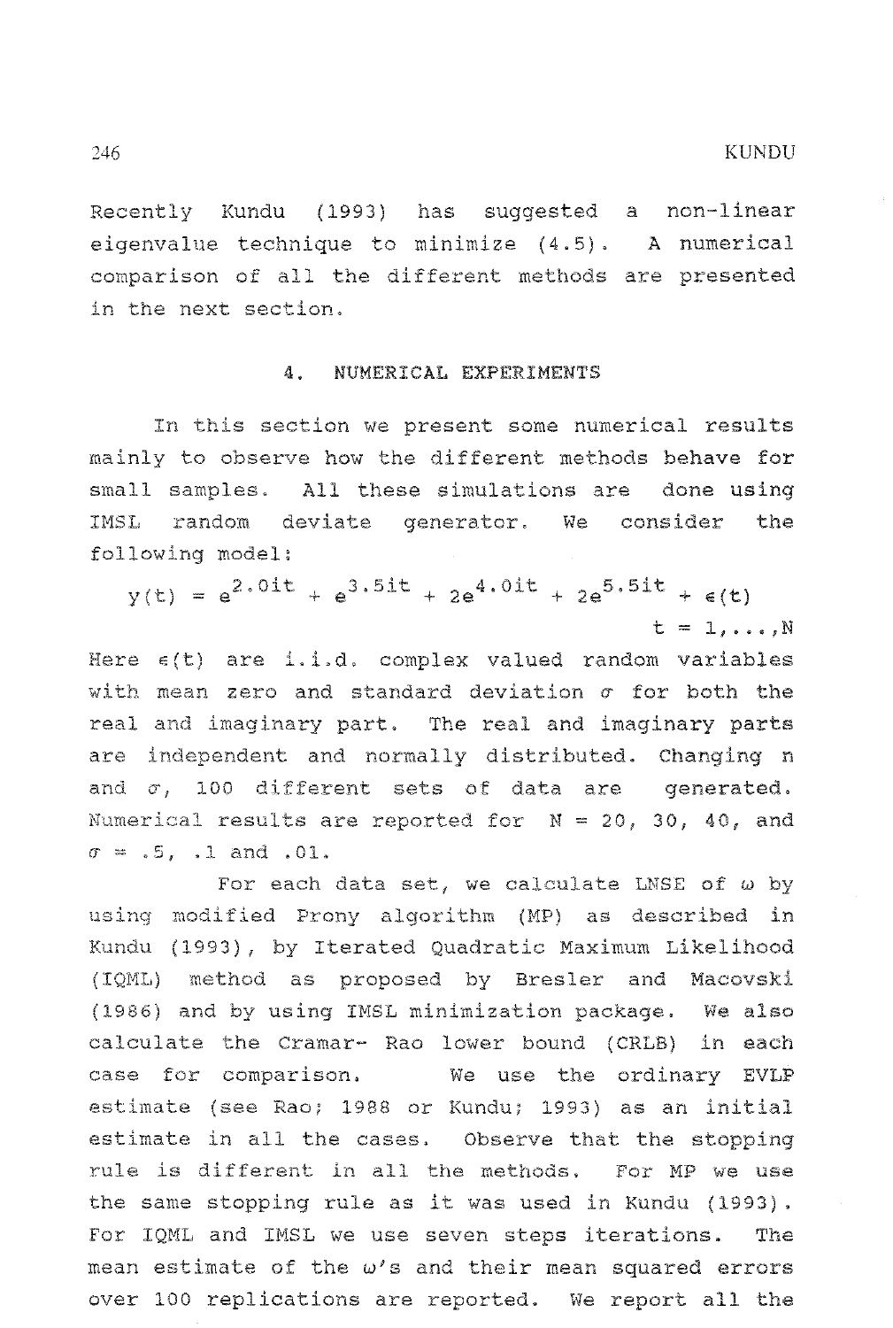Recently Kundu (1993) has suggested a non-linear eigenvalue technique to minimize (4.5). A numerical comparison of all the different methods are presented in the next section.

## 4. NUMERICAL EXPERIMENTS

In this section we present some numerical results mainly to observe how the different methods behave for small samples. All these simulations are done using IMSL random deviate generator. We consider the following model:

$$y(t) = e^{2.0it} + e^{3.5it} + 2e^{4.0it} + 2e^{5.5it} + \epsilon(t) \qquad t = 1, \ldots, N$$

Here $\epsilon(t)$ are i.i.d. complex valued random variables with mean zero and standard deviation $\sigma$ for both the real and imaginary part. The real and imaginary parts are independent and normally distributed. Changing n and $\sigma$, 100 different sets of data are generated. Numerical results are reported for N = 20, 30, 40, and $\sigma$ = .5, .1 and .01.

For each data set, we calculate LNSE of $\omega$ by using modified Prony algorithm (MP) as described in Kundu (1993), by Iterated Quadratic Maximum Likelihood (IQML) method as proposed by Bresler and Macovski (1986) and by using IMSL minimization package. We also calculate the Cramar- Rao lower bound (CRLB) in each case for comparison. We use the ordinary EVLP estimate (see Rao; 1988 or Kundu; 1993) as an initial estimate in all the cases. Observe that the stopping rule is different in all the methods. For MP we use the same stopping rule as it was used in Kundu (1993). For IQML and IMSL we use seven steps iterations. The mean estimate of the $\omega$'s and their mean squared errors over 100 replications are reported. We report all the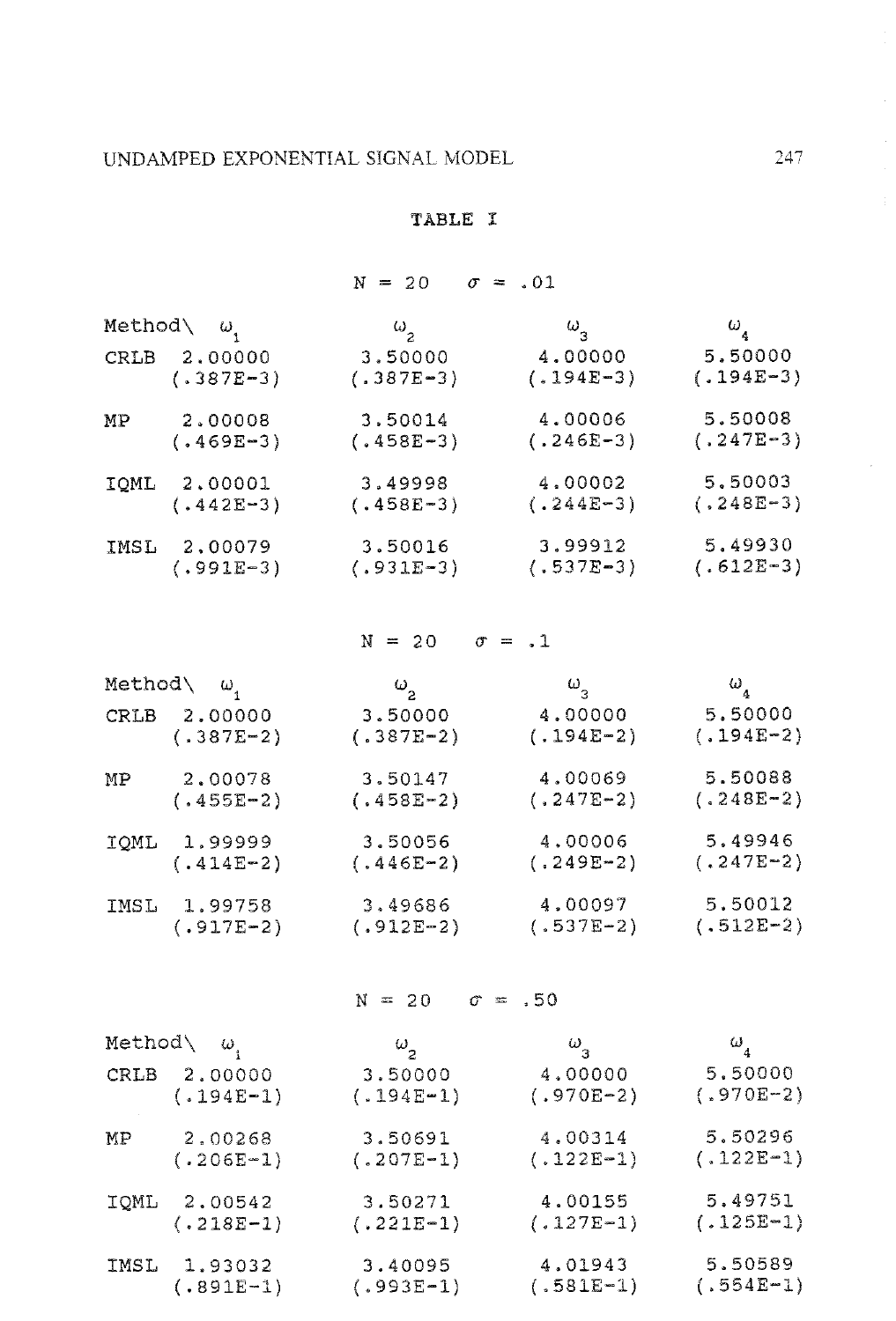**TABLE I**

$N = 20 \quad \sigma = .01$

| Method\ | $\omega_1$ | $\omega_2$ | $\omega_3$ | $\omega_4$ |
|---|---|---|---|---|
| CRLB | 2.00000 | 3.50000 | 4.00000 | 5.50000 |
| | (.387E-3) | (.387E-3) | (.194E-3) | (.194E-3) |
| MP | 2.00008 | 3.50014 | 4.00006 | 5.50008 |
| | (.469E-3) | (.458E-3) | (.246E-3) | (.247E-3) |
| IQML | 2.00001 | 3.49998 | 4.00002 | 5.50003 |
| | (.442E-3) | (.458E-3) | (.244E-3) | (.248E-3) |
| IMSL | 2.00079 | 3.50016 | 3.99912 | 5.49930 |
| | (.991E-3) | (.931E-3) | (.537E-3) | (.612E-3) |

$N = 20 \quad \sigma = .1$

| Method\ | $\omega_1$ | $\omega_2$ | $\omega_3$ | $\omega_4$ |
|---|---|---|---|---|
| CRLB | 2.00000 | 3.50000 | 4.00000 | 5.50000 |
| | (.387E-2) | (.387E-2) | (.194E-2) | (.194E-2) |
| MP | 2.00078 | 3.50147 | 4.00069 | 5.50088 |
| | (.455E-2) | (.458E-2) | (.247E-2) | (.248E-2) |
| IQML | 1.99999 | 3.50056 | 4.00006 | 5.49946 |
| | (.414E-2) | (.446E-2) | (.249E-2) | (.247E-2) |
| IMSL | 1.99758 | 3.49686 | 4.00097 | 5.50012 |
| | (.917E-2) | (.912E-2) | (.537E-2) | (.512E-2) |

$N = 20 \quad \sigma = .50$

| Method\ | $\omega_1$ | $\omega_2$ | $\omega_3$ | $\omega_4$ |
|---|---|---|---|---|
| CRLB | 2.00000 | 3.50000 | 4.00000 | 5.50000 |
| | (.194E-1) | (.194E-1) | (.970E-2) | (.970E-2) |
| MP | 2.00268 | 3.50691 | 4.00314 | 5.50296 |
| | (.206E-1) | (.207E-1) | (.122E-1) | (.122E-1) |
| IQML | 2.00542 | 3.50271 | 4.00155 | 5.49751 |
| | (.218E-1) | (.221E-1) | (.127E-1) | (.125E-1) |
| IMSL | 1.93032 | 3.40095 | 4.01943 | 5.50589 |
| | (.891E-1) | (.993E-1) | (.581E-1) | (.554E-1) |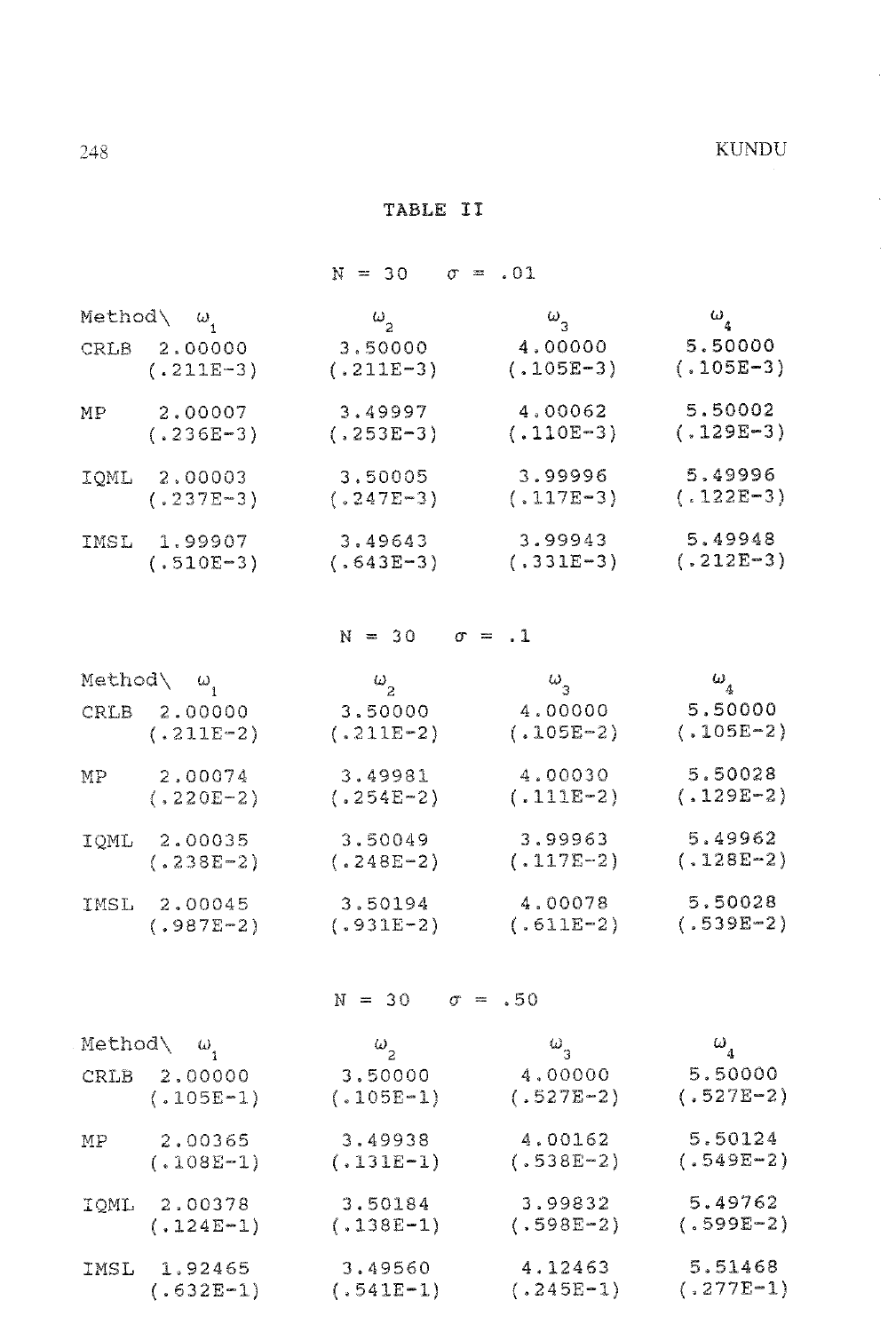**TABLE II**

$N = 30 \quad \sigma = .01$

| Method\ $\omega_1$ | | $\omega_2$ | $\omega_3$ | $\omega_4$ |
|---|---|---|---|---|
| CRLB | 2.00000 | 3.50000 | 4.00000 | 5.50000 |
| | (.211E-3) | (.211E-3) | (.105E-3) | (.105E-3) |
| MP | 2.00007 | 3.49997 | 4.00062 | 5.50002 |
| | (.236E-3) | (.253E-3) | (.110E-3) | (.129E-3) |
| IQML | 2.00003 | 3.50005 | 3.99996 | 5.49996 |
| | (.237E-3) | (.247E-3) | (.117E-3) | (.122E-3) |
| IMSL | 1.99907 | 3.49643 | 3.99943 | 5.49948 |
| | (.510E-3) | (.643E-3) | (.331E-3) | (.212E-3) |

$N = 30 \quad \sigma = .1$

| Method\ $\omega_1$ | | $\omega_2$ | $\omega_3$ | $\omega_4$ |
|---|---|---|---|---|
| CRLB | 2.00000 | 3.50000 | 4.00000 | 5.50000 |
| | (.211E-2) | (.211E-2) | (.105E-2) | (.105E-2) |
| MP | 2.00074 | 3.49981 | 4.00030 | 5.50028 |
| | (.220E-2) | (.254E-2) | (.111E-2) | (.129E-2) |
| IQML | 2.00035 | 3.50049 | 3.99963 | 5.49962 |
| | (.238E-2) | (.248E-2) | (.117E-2) | (.128E-2) |
| IMSL | 2.00045 | 3.50194 | 4.00078 | 5.50028 |
| | (.987E-2) | (.931E-2) | (.611E-2) | (.539E-2) |

$N = 30 \quad \sigma = .50$

| Method\ $\omega_1$ | | $\omega_2$ | $\omega_3$ | $\omega_4$ |
|---|---|---|---|---|
| CRLB | 2.00000 | 3.50000 | 4.00000 | 5.50000 |
| | (.105E-1) | (.105E-1) | (.527E-2) | (.527E-2) |
| MP | 2.00365 | 3.49938 | 4.00162 | 5.50124 |
| | (.108E-1) | (.131E-1) | (.538E-2) | (.549E-2) |
| IQML | 2.00378 | 3.50184 | 3.99832 | 5.49762 |
| | (.124E-1) | (.138E-1) | (.598E-2) | (.599E-2) |
| IMSL | 1.92465 | 3.49560 | 4.12463 | 5.51468 |
| | (.632E-1) | (.541E-1) | (.245E-1) | (.277E-1) |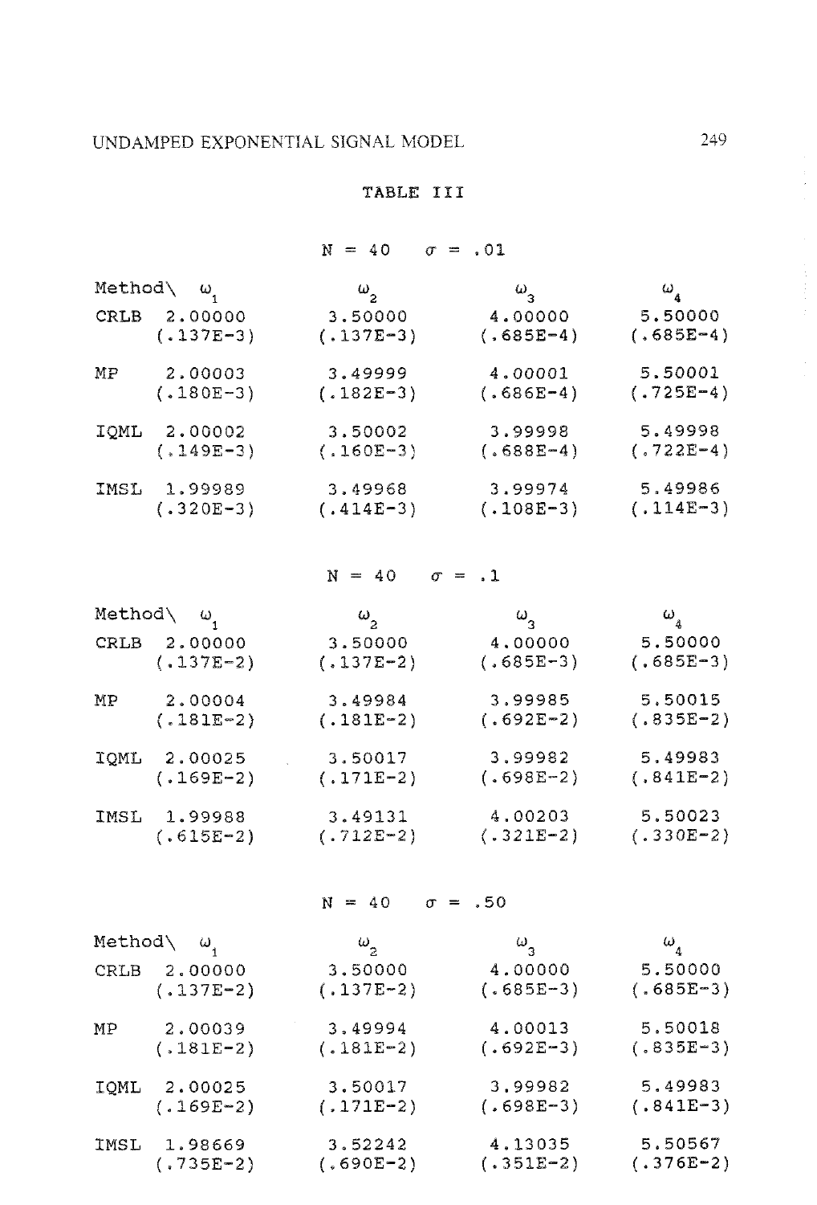TABLE III

$N = 40 \quad \sigma = .01$

| Method\ $\omega_1$ | | $\omega_2$ | $\omega_3$ | $\omega_4$ |
|---|---|---|---|---|
| CRLB | 2.00000 | 3.50000 | 4.00000 | 5.50000 |
| | (.137E-3) | (.137E-3) | (.685E-4) | (.685E-4) |
| MP | 2.00003 | 3.49999 | 4.00001 | 5.50001 |
| | (.180E-3) | (.182E-3) | (.686E-4) | (.725E-4) |
| IQML | 2.00002 | 3.50002 | 3.99998 | 5.49998 |
| | (.149E-3) | (.160E-3) | (.688E-4) | (.722E-4) |
| IMSL | 1.99989 | 3.49968 | 3.99974 | 5.49986 |
| | (.320E-3) | (.414E-3) | (.108E-3) | (.114E-3) |

$N = 40 \quad \sigma = .1$

| Method\ $\omega_1$ | | $\omega_2$ | $\omega_3$ | $\omega_4$ |
|---|---|---|---|---|
| CRLB | 2.00000 | 3.50000 | 4.00000 | 5.50000 |
| | (.137E-2) | (.137E-2) | (.685E-3) | (.685E-3) |
| MP | 2.00004 | 3.49984 | 3.99985 | 5.50015 |
| | (.181E-2) | (.181E-2) | (.692E-2) | (.835E-2) |
| IQML | 2.00025 | 3.50017 | 3.99982 | 5.49983 |
| | (.169E-2) | (.171E-2) | (.698E-2) | (.841E-2) |
| IMSL | 1.99988 | 3.49131 | 4.00203 | 5.50023 |
| | (.615E-2) | (.712E-2) | (.321E-2) | (.330E-2) |

$N = 40 \quad \sigma = .50$

| Method\ $\omega_1$ | | $\omega_2$ | $\omega_3$ | $\omega_4$ |
|---|---|---|---|---|
| CRLB | 2.00000 | 3.50000 | 4.00000 | 5.50000 |
| | (.137E-2) | (.137E-2) | (.685E-3) | (.685E-3) |
| MP | 2.00039 | 3.49994 | 4.00013 | 5.50018 |
| | (.181E-2) | (.181E-2) | (.692E-3) | (.835E-3) |
| IQML | 2.00025 | 3.50017 | 3.99982 | 5.49983 |
| | (.169E-2) | (.171E-2) | (.698E-3) | (.841E-3) |
| IMSL | 1.98669 | 3.52242 | 4.13035 | 5.50567 |
| | (.735E-2) | (.690E-2) | (.351E-2) | (.376E-2) |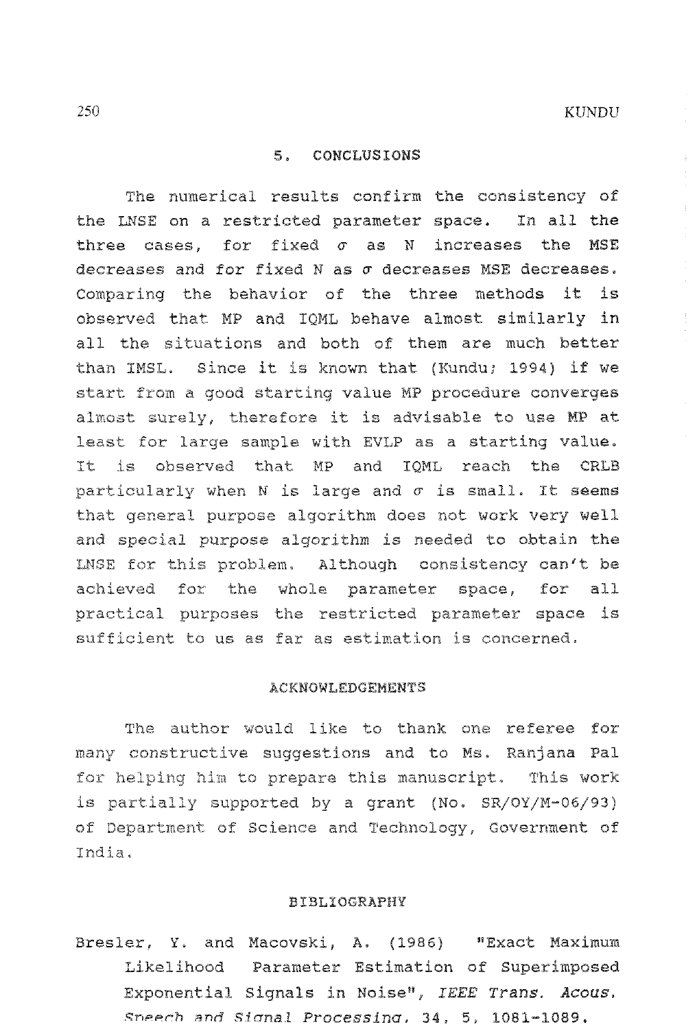## 5. CONCLUSIONS

The numerical results confirm the consistency of the LNSE on a restricted parameter space. In all the three cases, for fixed $\sigma$ as N increases the MSE decreases and for fixed N as $\sigma$ decreases MSE decreases. Comparing the behavior of the three methods it is observed that MP and IQML behave almost similarly in all the situations and both of them are much better than IMSL. Since it is known that (Kundu; 1994) if we start from a good starting value MP procedure converges almost surely, therefore it is advisable to use MP at least for large sample with EVLP as a starting value. It is observed that MP and IQML reach the CRLB particularly when N is large and $\sigma$ is small. It seems that general purpose algorithm does not work very well and special purpose algorithm is needed to obtain the LNSE for this problem. Although consistency can't be achieved for the whole parameter space, for all practical purposes the restricted parameter space is sufficient to us as far as estimation is concerned.

## ACKNOWLEDGEMENTS

The author would like to thank one referee for many constructive suggestions and to Ms. Ranjana Pal for helping him to prepare this manuscript. This work is partially supported by a grant (No. SR/OY/M-06/93) of Department of Science and Technology, Government of India.

## BIBLIOGRAPHY

Bresler, Y. and Macovski, A. (1986) "Exact Maximum Likelihood Parameter Estimation of Superimposed Exponential Signals in Noise", *IEEE Trans. Acous. Speech and Signal Processing*, 34, 5, 1081-1089.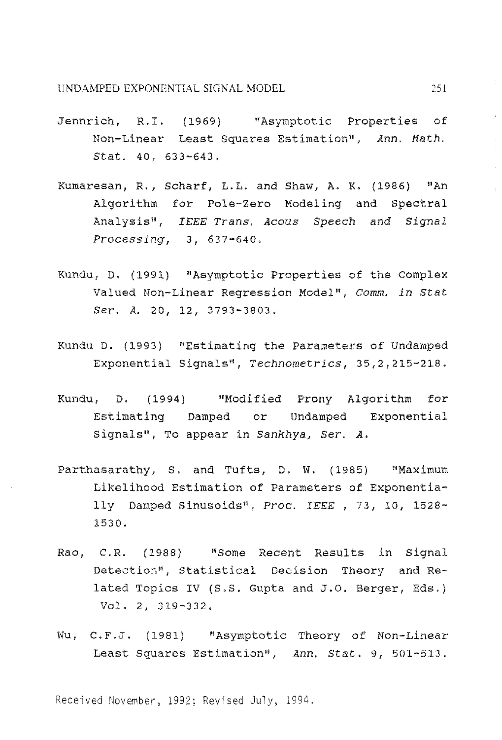Jennrich, R.I. (1969) "Asymptotic Properties of Non-Linear Least Squares Estimation", *Ann. Math. Stat.* 40, 633-643.

Kumaresan, R., Scharf, L.L. and Shaw, A. K. (1986) "An Algorithm for Pole-Zero Modeling and Spectral Analysis", *IEEE Trans. Acous Speech and Signal Processing*, 3, 637-640.

Kundu, D. (1991) "Asymptotic Properties of the Complex Valued Non-Linear Regression Model", *Comm. in Stat Ser. A.* 20, 12, 3793-3803.

Kundu D. (1993) "Estimating the Parameters of Undamped Exponential Signals", *Technometrics*, 35,2,215-218.

Kundu, D. (1994) "Modified Prony Algorithm for Estimating Damped or Undamped Exponential Signals", To appear in *Sankhya, Ser. A*.

Parthasarathy, S. and Tufts, D. W. (1985) "Maximum Likelihood Estimation of Parameters of Exponentially Damped Sinusoids", *Proc. IEEE*, 73, 10, 1528-1530.

Rao, C.R. (1988) "Some Recent Results in Signal Detection", Statistical Decision Theory and Related Topics IV (S.S. Gupta and J.O. Berger, Eds.) Vol. 2, 319-332.

Wu, C.F.J. (1981) "Asymptotic Theory of Non-Linear Least Squares Estimation", *Ann. Stat.* 9, 501-513.

Received November, 1992; Revised July, 1994.